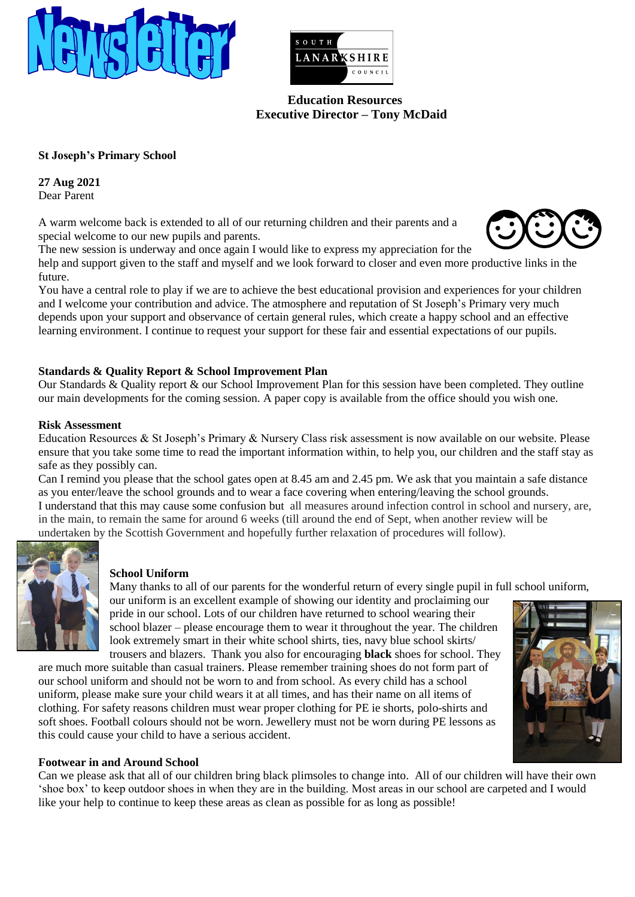# Newsletter

SOUTH LANARKSHIRE COUNCIL

**Education Resources**
**Executive Director – Tony McDaid**

**St Joseph's Primary School**

**27 Aug 2021**
Dear Parent

A warm welcome back is extended to all of our returning children and their parents and a special welcome to our new pupils and parents.
The new session is underway and once again I would like to express my appreciation for the help and support given to the staff and myself and we look forward to closer and even more productive links in the future.
You have a central role to play if we are to achieve the best educational provision and experiences for your children and I welcome your contribution and advice. The atmosphere and reputation of St Joseph's Primary very much depends upon your support and observance of certain general rules, which create a happy school and an effective learning environment. I continue to request your support for these fair and essential expectations of our pupils.

**Standards & Quality Report & School Improvement Plan**
Our Standards & Quality report & our School Improvement Plan for this session have been completed. They outline our main developments for the coming session. A paper copy is available from the office should you wish one.

**Risk Assessment**
Education Resources & St Joseph's Primary & Nursery Class risk assessment is now available on our website. Please ensure that you take some time to read the important information within, to help you, our children and the staff stay as safe as they possibly can.
Can I remind you please that the school gates open at 8.45 am and 2.45 pm. We ask that you maintain a safe distance as you enter/leave the school grounds and to wear a face covering when entering/leaving the school grounds.
I understand that this may cause some confusion but all measures around infection control in school and nursery, are, in the main, to remain the same for around 6 weeks (till around the end of Sept, when another review will be undertaken by the Scottish Government and hopefully further relaxation of procedures will follow).

**School Uniform**
Many thanks to all of our parents for the wonderful return of every single pupil in full school uniform, our uniform is an excellent example of showing our identity and proclaiming our pride in our school. Lots of our children have returned to school wearing their school blazer – please encourage them to wear it throughout the year. The children look extremely smart in their white school shirts, ties, navy blue school skirts/ trousers and blazers. Thank you also for encouraging **black** shoes for school. They are much more suitable than casual trainers. Please remember training shoes do not form part of our school uniform and should not be worn to and from school. As every child has a school uniform, please make sure your child wears it at all times, and has their name on all items of clothing. For safety reasons children must wear proper clothing for PE ie shorts, polo-shirts and soft shoes. Football colours should not be worn. Jewellery must not be worn during PE lessons as this could cause your child to have a serious accident.

**Footwear in and Around School**
Can we please ask that all of our children bring black plimsoles to change into. All of our children will have their own 'shoe box' to keep outdoor shoes in when they are in the building. Most areas in our school are carpeted and I would like your help to continue to keep these areas as clean as possible for as long as possible!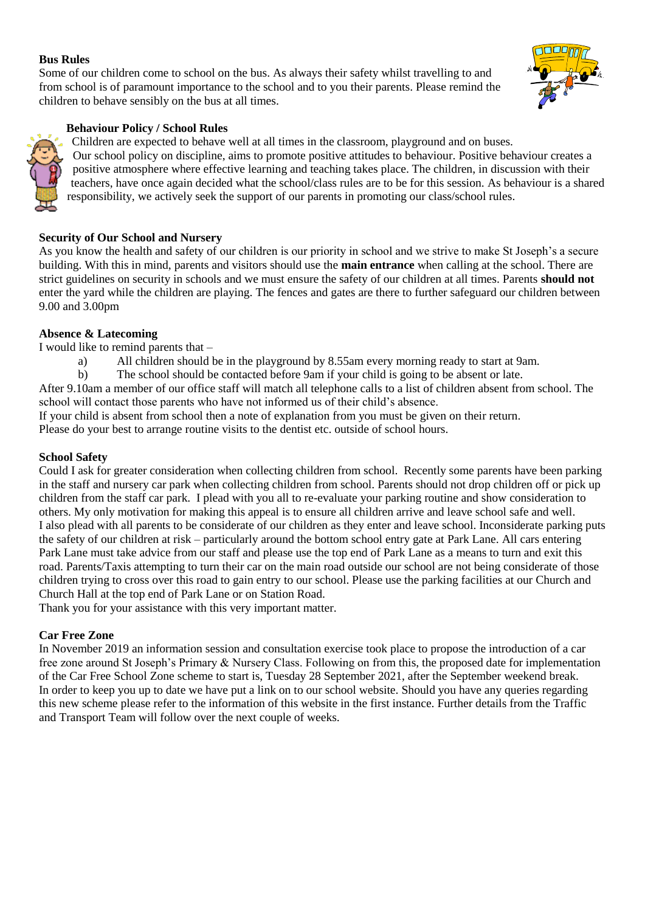**Bus Rules**

Some of our children come to school on the bus. As always their safety whilst travelling to and from school is of paramount importance to the school and to you their parents. Please remind the children to behave sensibly on the bus at all times.

**Behaviour Policy / School Rules**

Children are expected to behave well at all times in the classroom, playground and on buses. Our school policy on discipline, aims to promote positive attitudes to behaviour. Positive behaviour creates a positive atmosphere where effective learning and teaching takes place. The children, in discussion with their teachers, have once again decided what the school/class rules are to be for this session. As behaviour is a shared responsibility, we actively seek the support of our parents in promoting our class/school rules.

**Security of Our School and Nursery**

As you know the health and safety of our children is our priority in school and we strive to make St Joseph's a secure building. With this in mind, parents and visitors should use the **main entrance** when calling at the school. There are strict guidelines on security in schools and we must ensure the safety of our children at all times. Parents **should not** enter the yard while the children are playing. The fences and gates are there to further safeguard our children between 9.00 and 3.00pm

**Absence & Latecoming**

I would like to remind parents that –

a) All children should be in the playground by 8.55am every morning ready to start at 9am.

b) The school should be contacted before 9am if your child is going to be absent or late.

After 9.10am a member of our office staff will match all telephone calls to a list of children absent from school. The school will contact those parents who have not informed us of their child's absence.

If your child is absent from school then a note of explanation from you must be given on their return.

Please do your best to arrange routine visits to the dentist etc. outside of school hours.

**School Safety**

Could I ask for greater consideration when collecting children from school. Recently some parents have been parking in the staff and nursery car park when collecting children from school. Parents should not drop children off or pick up children from the staff car park. I plead with you all to re-evaluate your parking routine and show consideration to others. My only motivation for making this appeal is to ensure all children arrive and leave school safe and well.

I also plead with all parents to be considerate of our children as they enter and leave school. Inconsiderate parking puts the safety of our children at risk – particularly around the bottom school entry gate at Park Lane. All cars entering Park Lane must take advice from our staff and please use the top end of Park Lane as a means to turn and exit this road. Parents/Taxis attempting to turn their car on the main road outside our school are not being considerate of those children trying to cross over this road to gain entry to our school. Please use the parking facilities at our Church and Church Hall at the top end of Park Lane or on Station Road.

Thank you for your assistance with this very important matter.

**Car Free Zone**

In November 2019 an information session and consultation exercise took place to propose the introduction of a car free zone around St Joseph's Primary & Nursery Class. Following on from this, the proposed date for implementation of the Car Free School Zone scheme to start is, Tuesday 28 September 2021, after the September weekend break.

In order to keep you up to date we have put a link on to our school website. Should you have any queries regarding this new scheme please refer to the information of this website in the first instance. Further details from the Traffic and Transport Team will follow over the next couple of weeks.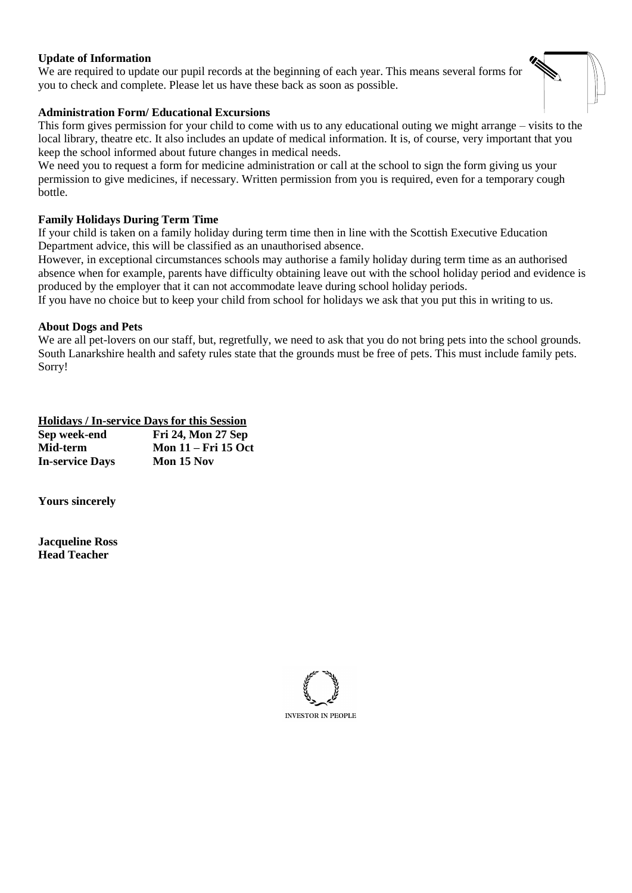**Update of Information**

We are required to update our pupil records at the beginning of each year. This means several forms for you to check and complete. Please let us have these back as soon as possible.

**Administration Form/ Educational Excursions**

This form gives permission for your child to come with us to any educational outing we might arrange – visits to the local library, theatre etc. It also includes an update of medical information. It is, of course, very important that you keep the school informed about future changes in medical needs.

We need you to request a form for medicine administration or call at the school to sign the form giving us your permission to give medicines, if necessary. Written permission from you is required, even for a temporary cough bottle.

**Family Holidays During Term Time**

If your child is taken on a family holiday during term time then in line with the Scottish Executive Education Department advice, this will be classified as an unauthorised absence.

However, in exceptional circumstances schools may authorise a family holiday during term time as an authorised absence when for example, parents have difficulty obtaining leave out with the school holiday period and evidence is produced by the employer that it can not accommodate leave during school holiday periods.

If you have no choice but to keep your child from school for holidays we ask that you put this in writing to us.

**About Dogs and Pets**

We are all pet-lovers on our staff, but, regretfully, we need to ask that you do not bring pets into the school grounds. South Lanarkshire health and safety rules state that the grounds must be free of pets. This must include family pets. Sorry!

**Holidays / In-service Days for this Session**

| | |
|---|---|
| **Sep week-end** | **Fri 24, Mon 27 Sep** |
| **Mid-term** | **Mon 11 – Fri 15 Oct** |
| **In-service Days** | **Mon 15 Nov** |

**Yours sincerely**

**Jacqueline Ross**
**Head Teacher**

INVESTOR IN PEOPLE